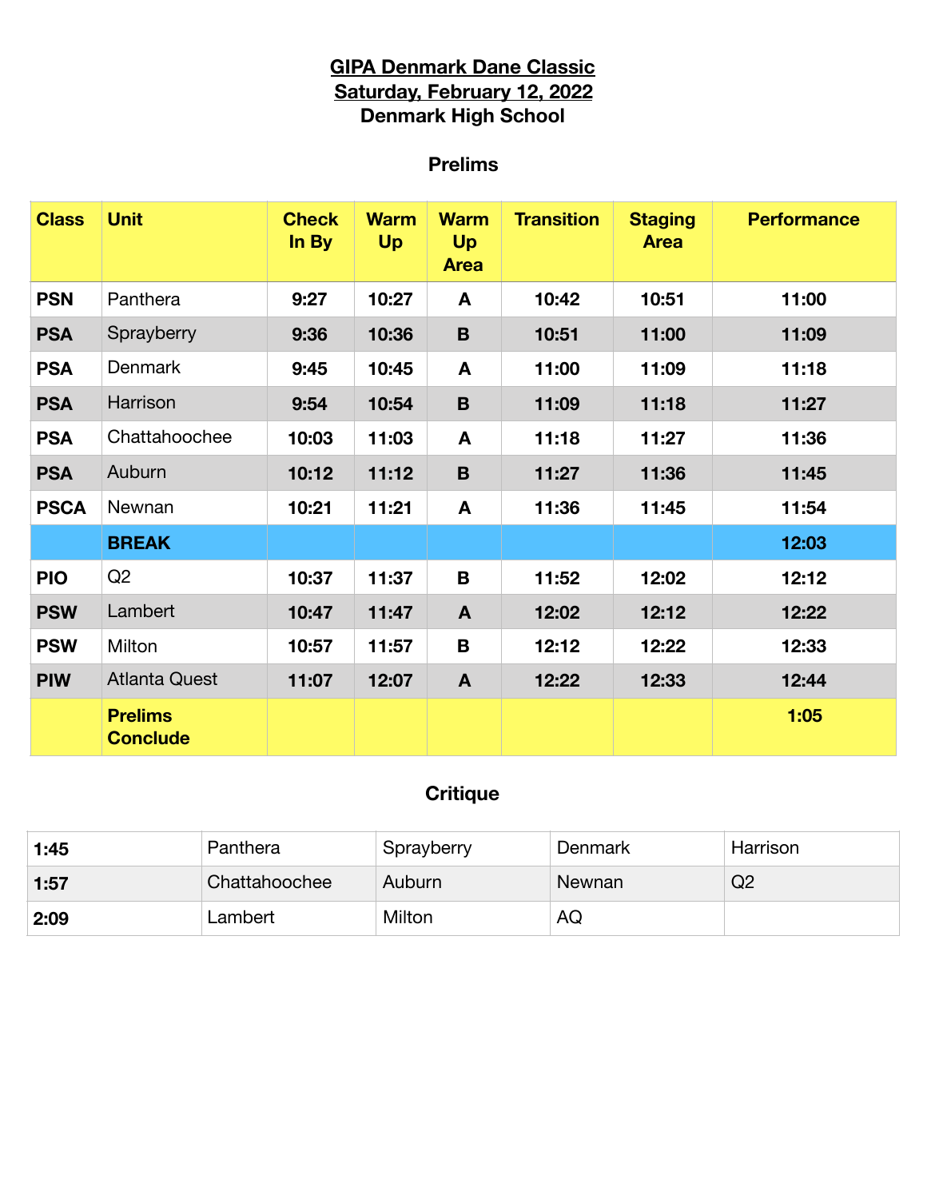# GIPA Denmark Dane Classic

## Saturday, February 12, 2022

## Denmark High School

### Prelims

| Class | Unit | Check In By | Warm Up | Warm Up Area | Transition | Staging Area | Performance |
|---|---|---|---|---|---|---|---|
| **PSN** | Panthera | **9:27** | **10:27** | **A** | **10:42** | **10:51** | **11:00** |
| **PSA** | Sprayberry | **9:36** | **10:36** | **B** | **10:51** | **11:00** | **11:09** |
| **PSA** | Denmark | **9:45** | **10:45** | **A** | **11:00** | **11:09** | **11:18** |
| **PSA** | Harrison | **9:54** | **10:54** | **B** | **11:09** | **11:18** | **11:27** |
| **PSA** | Chattahoochee | **10:03** | **11:03** | **A** | **11:18** | **11:27** | **11:36** |
| **PSA** | Auburn | **10:12** | **11:12** | **B** | **11:27** | **11:36** | **11:45** |
| **PSCA** | Newnan | **10:21** | **11:21** | **A** | **11:36** | **11:45** | **11:54** |
| | **BREAK** | | | | | | **12:03** |
| **PIO** | Q2 | **10:37** | **11:37** | **B** | **11:52** | **12:02** | **12:12** |
| **PSW** | Lambert | **10:47** | **11:47** | **A** | **12:02** | **12:12** | **12:22** |
| **PSW** | Milton | **10:57** | **11:57** | **B** | **12:12** | **12:22** | **12:33** |
| **PIW** | Atlanta Quest | **11:07** | **12:07** | **A** | **12:22** | **12:33** | **12:44** |
| | **Prelims Conclude** | | | | | | **1:05** |

### Critique

| | | | | |
|---|---|---|---|---|
| **1:45** | Panthera | Sprayberry | Denmark | Harrison |
| **1:57** | Chattahoochee | Auburn | Newnan | Q2 |
| **2:09** | Lambert | Milton | AQ | |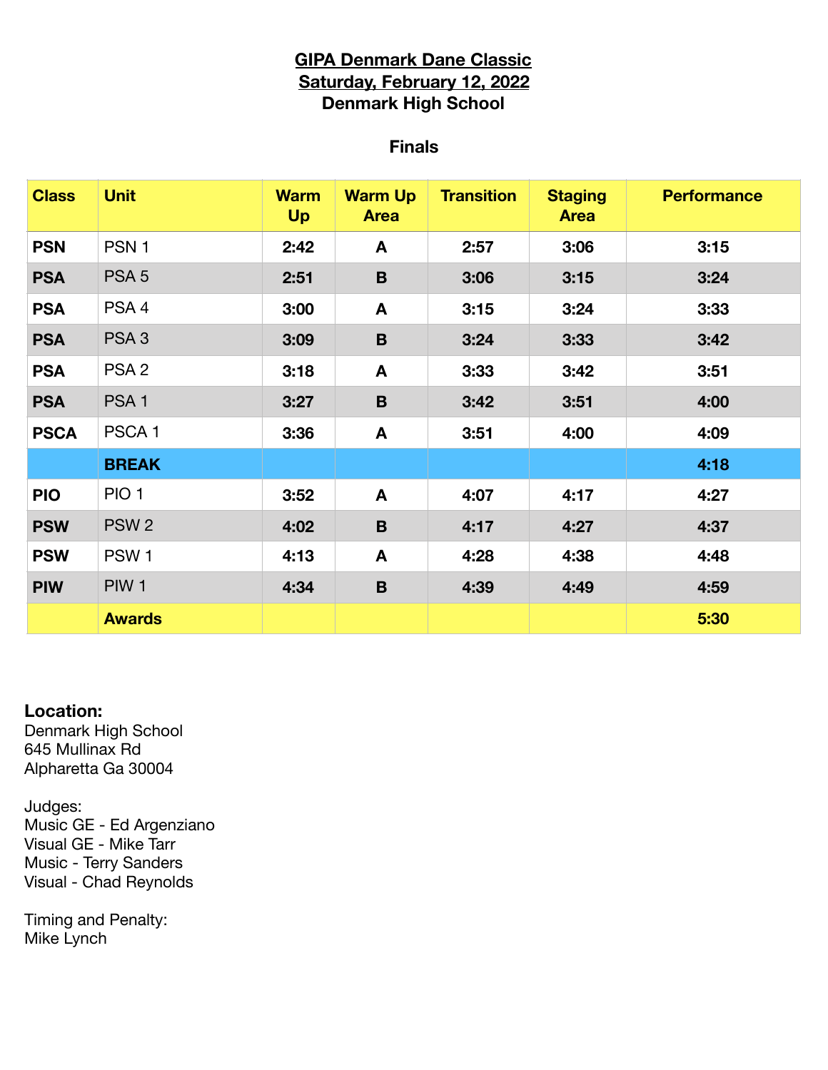**GIPA Denmark Dane Classic**
**Saturday, February 12, 2022**
**Denmark High School**

**Finals**

| Class | Unit | Warm Up | Warm Up Area | Transition | Staging Area | Performance |
|---|---|---|---|---|---|---|
| **PSN** | PSN 1 | **2:42** | **A** | **2:57** | **3:06** | **3:15** |
| **PSA** | PSA 5 | **2:51** | **B** | **3:06** | **3:15** | **3:24** |
| **PSA** | PSA 4 | **3:00** | **A** | **3:15** | **3:24** | **3:33** |
| **PSA** | PSA 3 | **3:09** | **B** | **3:24** | **3:33** | **3:42** |
| **PSA** | PSA 2 | **3:18** | **A** | **3:33** | **3:42** | **3:51** |
| **PSA** | PSA 1 | **3:27** | **B** | **3:42** | **3:51** | **4:00** |
| **PSCA** | PSCA 1 | **3:36** | **A** | **3:51** | **4:00** | **4:09** |
| | **BREAK** | | | | | **4:18** |
| **PIO** | PIO 1 | **3:52** | **A** | **4:07** | **4:17** | **4:27** |
| **PSW** | PSW 2 | **4:02** | **B** | **4:17** | **4:27** | **4:37** |
| **PSW** | PSW 1 | **4:13** | **A** | **4:28** | **4:38** | **4:48** |
| **PIW** | PIW 1 | **4:34** | **B** | **4:39** | **4:49** | **4:59** |
| | **Awards** | | | | | **5:30** |

**Location:**
Denmark High School
645 Mullinax Rd
Alpharetta Ga 30004

Judges:
Music GE - Ed Argenziano
Visual GE - Mike Tarr
Music - Terry Sanders
Visual - Chad Reynolds

Timing and Penalty:
Mike Lynch